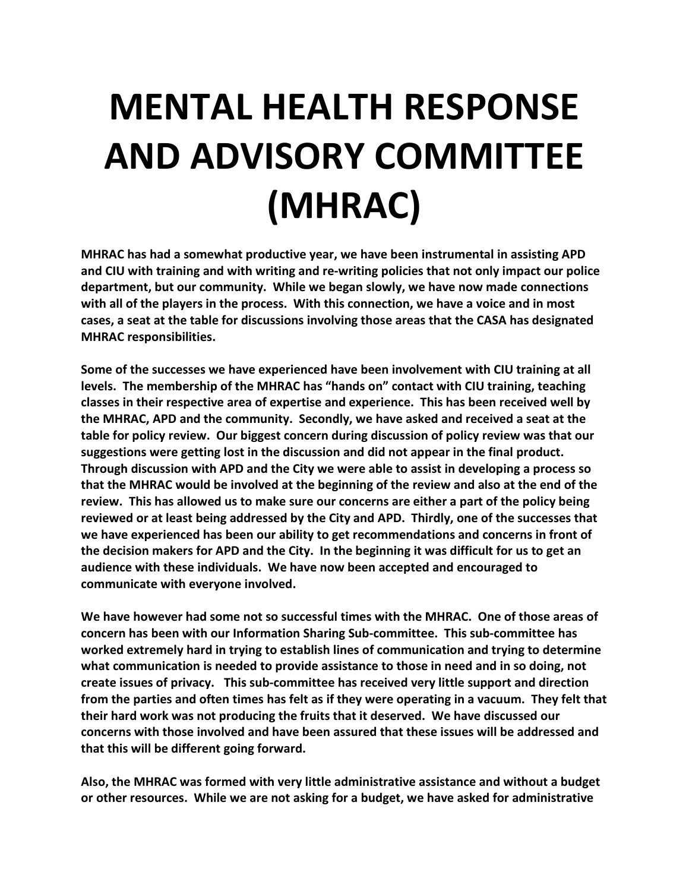# MENTAL HEALTH RESPONSE AND ADVISORY COMMITTEE (MHRAC)

**MHRAC has had a somewhat productive year, we have been instrumental in assisting APD and CIU with training and with writing and re-writing policies that not only impact our police department, but our community. While we began slowly, we have now made connections with all of the players in the process. With this connection, we have a voice and in most cases, a seat at the table for discussions involving those areas that the CASA has designated MHRAC responsibilities.**

**Some of the successes we have experienced have been involvement with CIU training at all levels. The membership of the MHRAC has "hands on" contact with CIU training, teaching classes in their respective area of expertise and experience. This has been received well by the MHRAC, APD and the community. Secondly, we have asked and received a seat at the table for policy review. Our biggest concern during discussion of policy review was that our suggestions were getting lost in the discussion and did not appear in the final product. Through discussion with APD and the City we were able to assist in developing a process so that the MHRAC would be involved at the beginning of the review and also at the end of the review. This has allowed us to make sure our concerns are either a part of the policy being reviewed or at least being addressed by the City and APD. Thirdly, one of the successes that we have experienced has been our ability to get recommendations and concerns in front of the decision makers for APD and the City. In the beginning it was difficult for us to get an audience with these individuals. We have now been accepted and encouraged to communicate with everyone involved.**

**We have however had some not so successful times with the MHRAC. One of those areas of concern has been with our Information Sharing Sub-committee. This sub-committee has worked extremely hard in trying to establish lines of communication and trying to determine what communication is needed to provide assistance to those in need and in so doing, not create issues of privacy. This sub-committee has received very little support and direction from the parties and often times has felt as if they were operating in a vacuum. They felt that their hard work was not producing the fruits that it deserved. We have discussed our concerns with those involved and have been assured that these issues will be addressed and that this will be different going forward.**

**Also, the MHRAC was formed with very little administrative assistance and without a budget or other resources. While we are not asking for a budget, we have asked for administrative**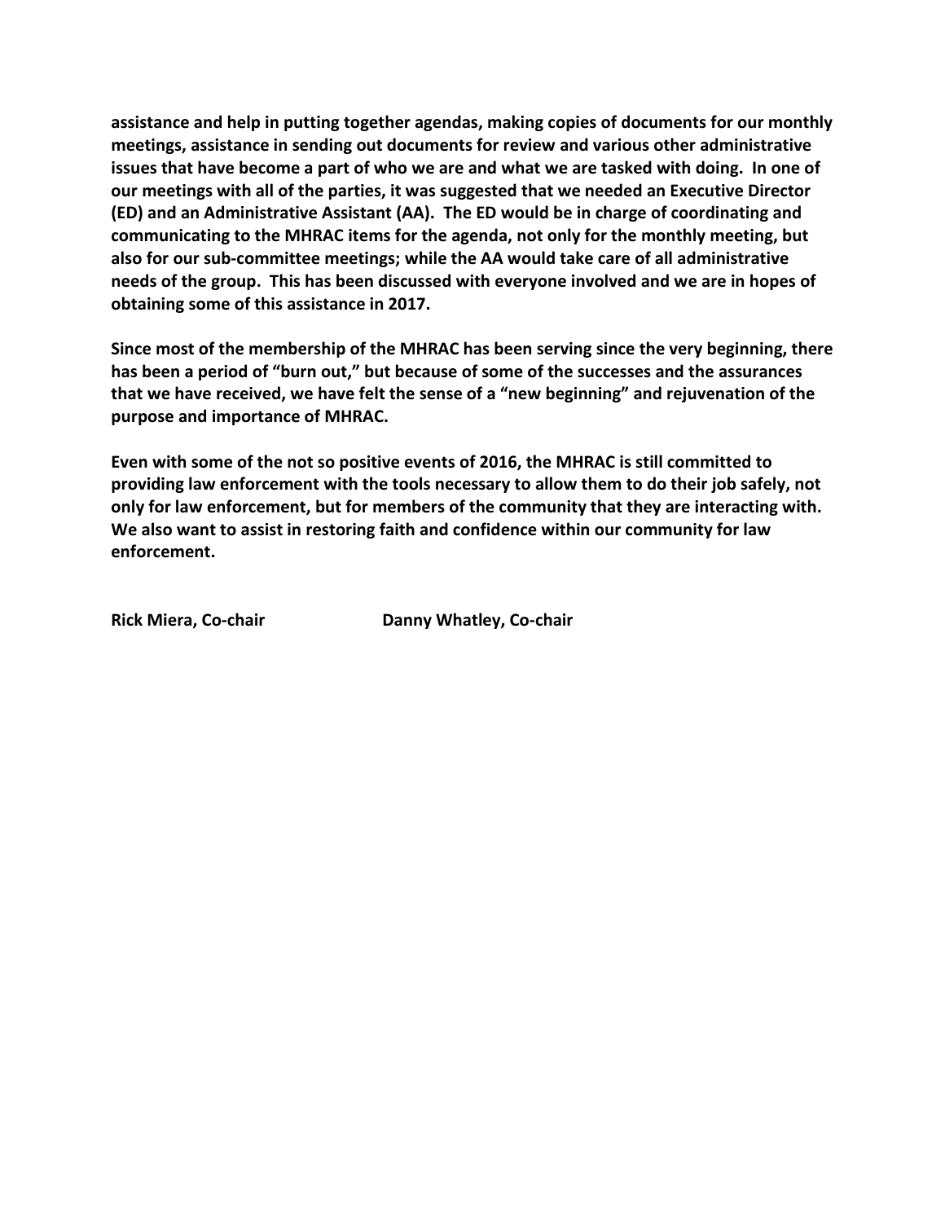**assistance and help in putting together agendas, making copies of documents for our monthly meetings, assistance in sending out documents for review and various other administrative issues that have become a part of who we are and what we are tasked with doing. In one of our meetings with all of the parties, it was suggested that we needed an Executive Director (ED) and an Administrative Assistant (AA). The ED would be in charge of coordinating and communicating to the MHRAC items for the agenda, not only for the monthly meeting, but also for our sub-committee meetings; while the AA would take care of all administrative needs of the group. This has been discussed with everyone involved and we are in hopes of obtaining some of this assistance in 2017.**

**Since most of the membership of the MHRAC has been serving since the very beginning, there has been a period of "burn out," but because of some of the successes and the assurances that we have received, we have felt the sense of a "new beginning" and rejuvenation of the purpose and importance of MHRAC.**

**Even with some of the not so positive events of 2016, the MHRAC is still committed to providing law enforcement with the tools necessary to allow them to do their job safely, not only for law enforcement, but for members of the community that they are interacting with. We also want to assist in restoring faith and confidence within our community for law enforcement.**

**Rick Miera, Co-chair** **Danny Whatley, Co-chair**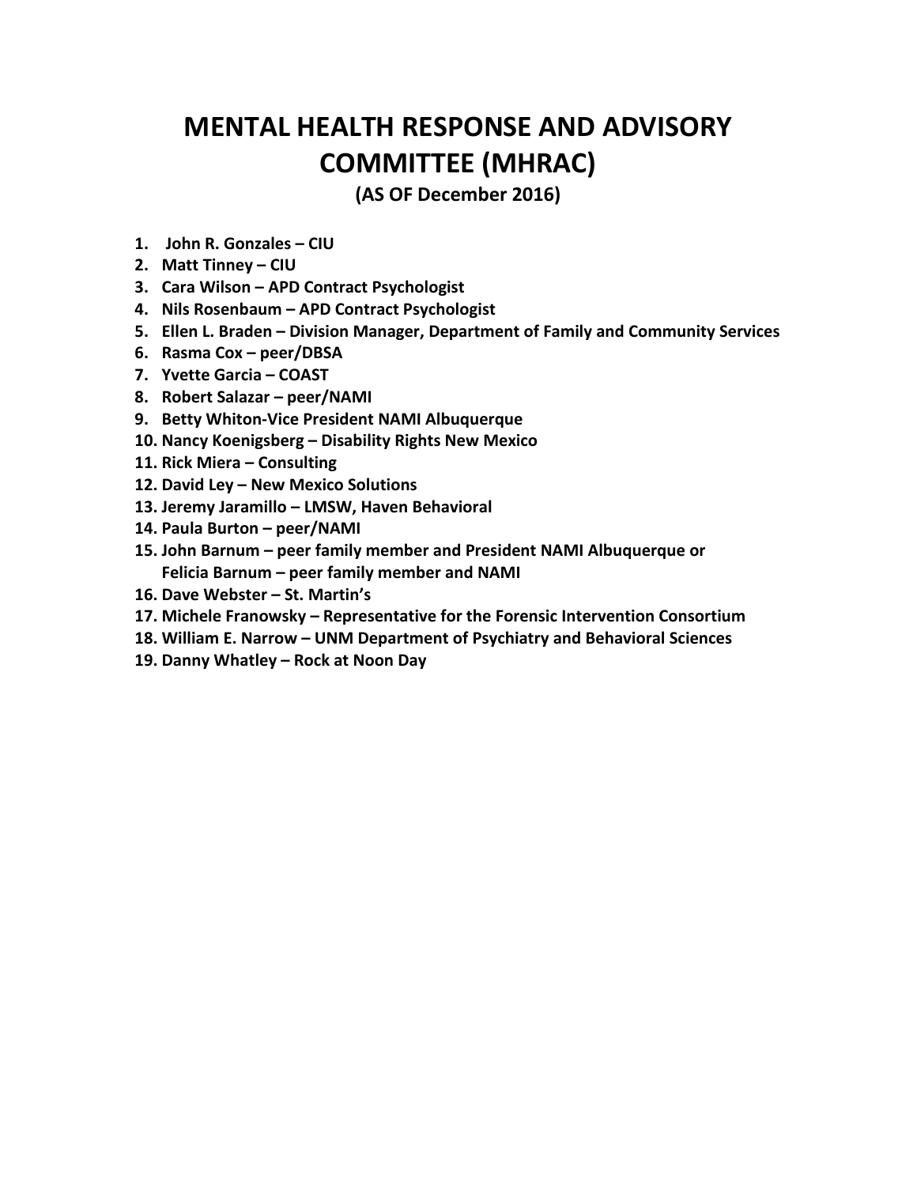# MENTAL HEALTH RESPONSE AND ADVISORY COMMITTEE (MHRAC)

**(AS OF December 2016)**

1. **John R. Gonzales – CIU**
2. **Matt Tinney – CIU**
3. **Cara Wilson – APD Contract Psychologist**
4. **Nils Rosenbaum – APD Contract Psychologist**
5. **Ellen L. Braden – Division Manager, Department of Family and Community Services**
6. **Rasma Cox – peer/DBSA**
7. **Yvette Garcia – COAST**
8. **Robert Salazar – peer/NAMI**
9. **Betty Whiton-Vice President NAMI Albuquerque**
10. **Nancy Koenigsberg – Disability Rights New Mexico**
11. **Rick Miera – Consulting**
12. **David Ley – New Mexico Solutions**
13. **Jeremy Jaramillo – LMSW, Haven Behavioral**
14. **Paula Burton – peer/NAMI**
15. **John Barnum – peer family member and President NAMI Albuquerque or Felicia Barnum – peer family member and NAMI**
16. **Dave Webster – St. Martin's**
17. **Michele Franowsky – Representative for the Forensic Intervention Consortium**
18. **William E. Narrow – UNM Department of Psychiatry and Behavioral Sciences**
19. **Danny Whatley – Rock at Noon Day**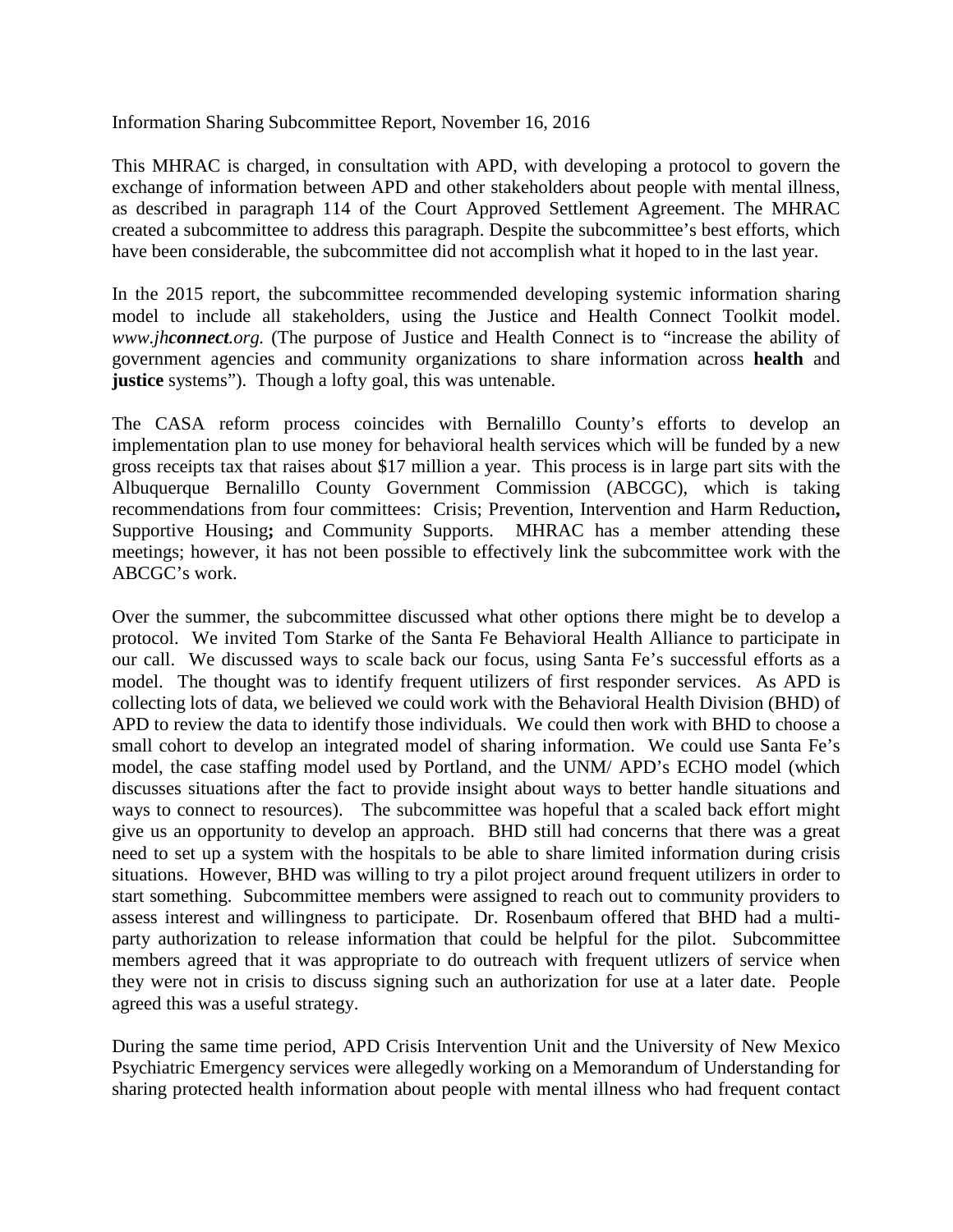Information Sharing Subcommittee Report, November 16, 2016

This MHRAC is charged, in consultation with APD, with developing a protocol to govern the exchange of information between APD and other stakeholders about people with mental illness, as described in paragraph 114 of the Court Approved Settlement Agreement. The MHRAC created a subcommittee to address this paragraph. Despite the subcommittee's best efforts, which have been considerable, the subcommittee did not accomplish what it hoped to in the last year.

In the 2015 report, the subcommittee recommended developing systemic information sharing model to include all stakeholders, using the Justice and Health Connect Toolkit model. *www.jh**connect**.org.* (The purpose of Justice and Health Connect is to "increase the ability of government agencies and community organizations to share information across **health** and **justice** systems"). Though a lofty goal, this was untenable.

The CASA reform process coincides with Bernalillo County's efforts to develop an implementation plan to use money for behavioral health services which will be funded by a new gross receipts tax that raises about $17 million a year. This process is in large part sits with the Albuquerque Bernalillo County Government Commission (ABCGC), which is taking recommendations from four committees: Crisis; Prevention, Intervention and Harm Reduction**,** Supportive Housing**;** and Community Supports. MHRAC has a member attending these meetings; however, it has not been possible to effectively link the subcommittee work with the ABCGC's work.

Over the summer, the subcommittee discussed what other options there might be to develop a protocol. We invited Tom Starke of the Santa Fe Behavioral Health Alliance to participate in our call. We discussed ways to scale back our focus, using Santa Fe's successful efforts as a model. The thought was to identify frequent utilizers of first responder services. As APD is collecting lots of data, we believed we could work with the Behavioral Health Division (BHD) of APD to review the data to identify those individuals. We could then work with BHD to choose a small cohort to develop an integrated model of sharing information. We could use Santa Fe's model, the case staffing model used by Portland, and the UNM/ APD's ECHO model (which discusses situations after the fact to provide insight about ways to better handle situations and ways to connect to resources). The subcommittee was hopeful that a scaled back effort might give us an opportunity to develop an approach. BHD still had concerns that there was a great need to set up a system with the hospitals to be able to share limited information during crisis situations. However, BHD was willing to try a pilot project around frequent utilizers in order to start something. Subcommittee members were assigned to reach out to community providers to assess interest and willingness to participate. Dr. Rosenbaum offered that BHD had a multi-party authorization to release information that could be helpful for the pilot. Subcommittee members agreed that it was appropriate to do outreach with frequent utlizers of service when they were not in crisis to discuss signing such an authorization for use at a later date. People agreed this was a useful strategy.

During the same time period, APD Crisis Intervention Unit and the University of New Mexico Psychiatric Emergency services were allegedly working on a Memorandum of Understanding for sharing protected health information about people with mental illness who had frequent contact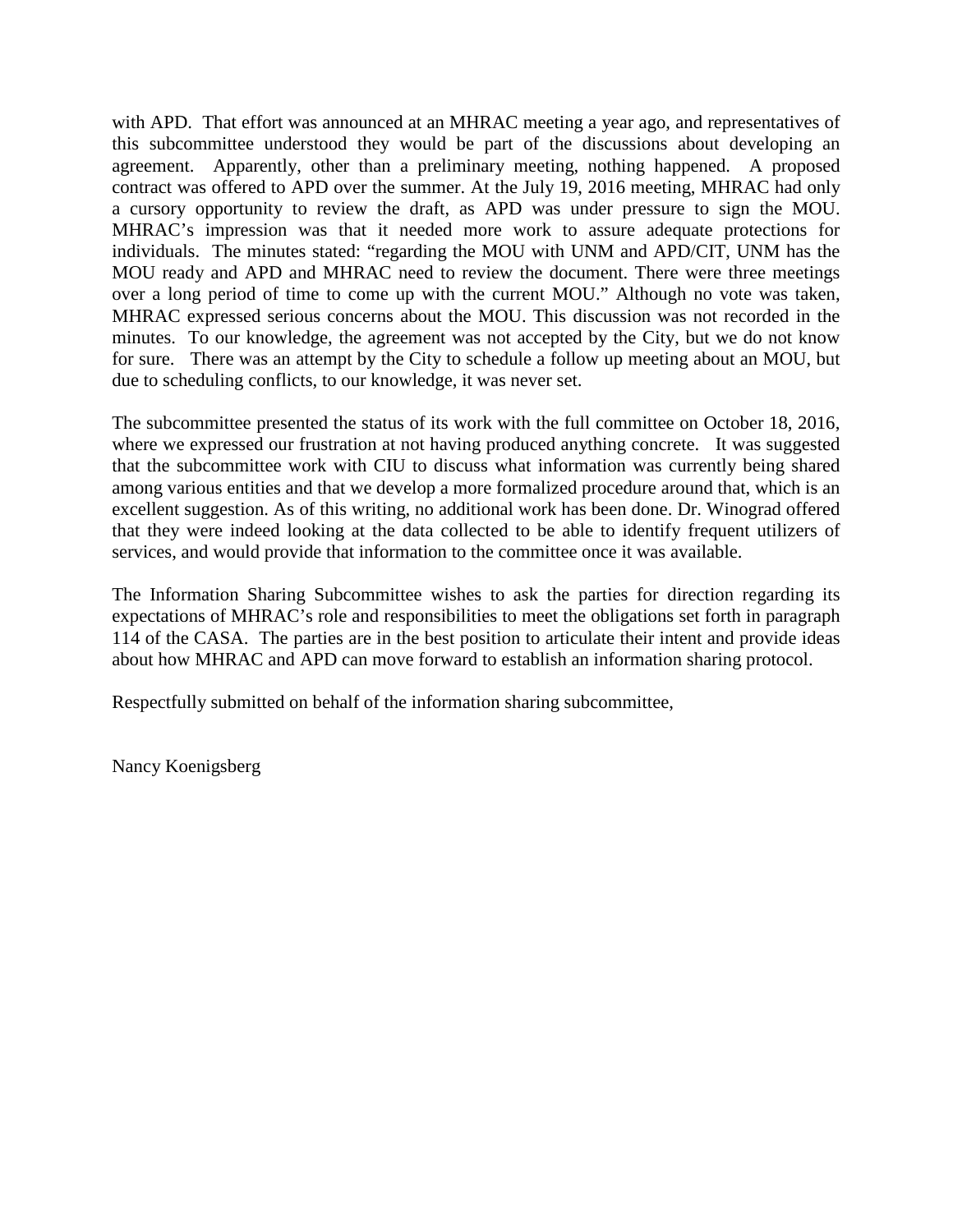with APD. That effort was announced at an MHRAC meeting a year ago, and representatives of this subcommittee understood they would be part of the discussions about developing an agreement. Apparently, other than a preliminary meeting, nothing happened. A proposed contract was offered to APD over the summer. At the July 19, 2016 meeting, MHRAC had only a cursory opportunity to review the draft, as APD was under pressure to sign the MOU. MHRAC's impression was that it needed more work to assure adequate protections for individuals. The minutes stated: "regarding the MOU with UNM and APD/CIT, UNM has the MOU ready and APD and MHRAC need to review the document. There were three meetings over a long period of time to come up with the current MOU." Although no vote was taken, MHRAC expressed serious concerns about the MOU. This discussion was not recorded in the minutes. To our knowledge, the agreement was not accepted by the City, but we do not know for sure. There was an attempt by the City to schedule a follow up meeting about an MOU, but due to scheduling conflicts, to our knowledge, it was never set.

The subcommittee presented the status of its work with the full committee on October 18, 2016, where we expressed our frustration at not having produced anything concrete. It was suggested that the subcommittee work with CIU to discuss what information was currently being shared among various entities and that we develop a more formalized procedure around that, which is an excellent suggestion. As of this writing, no additional work has been done. Dr. Winograd offered that they were indeed looking at the data collected to be able to identify frequent utilizers of services, and would provide that information to the committee once it was available.

The Information Sharing Subcommittee wishes to ask the parties for direction regarding its expectations of MHRAC's role and responsibilities to meet the obligations set forth in paragraph 114 of the CASA. The parties are in the best position to articulate their intent and provide ideas about how MHRAC and APD can move forward to establish an information sharing protocol.

Respectfully submitted on behalf of the information sharing subcommittee,

Nancy Koenigsberg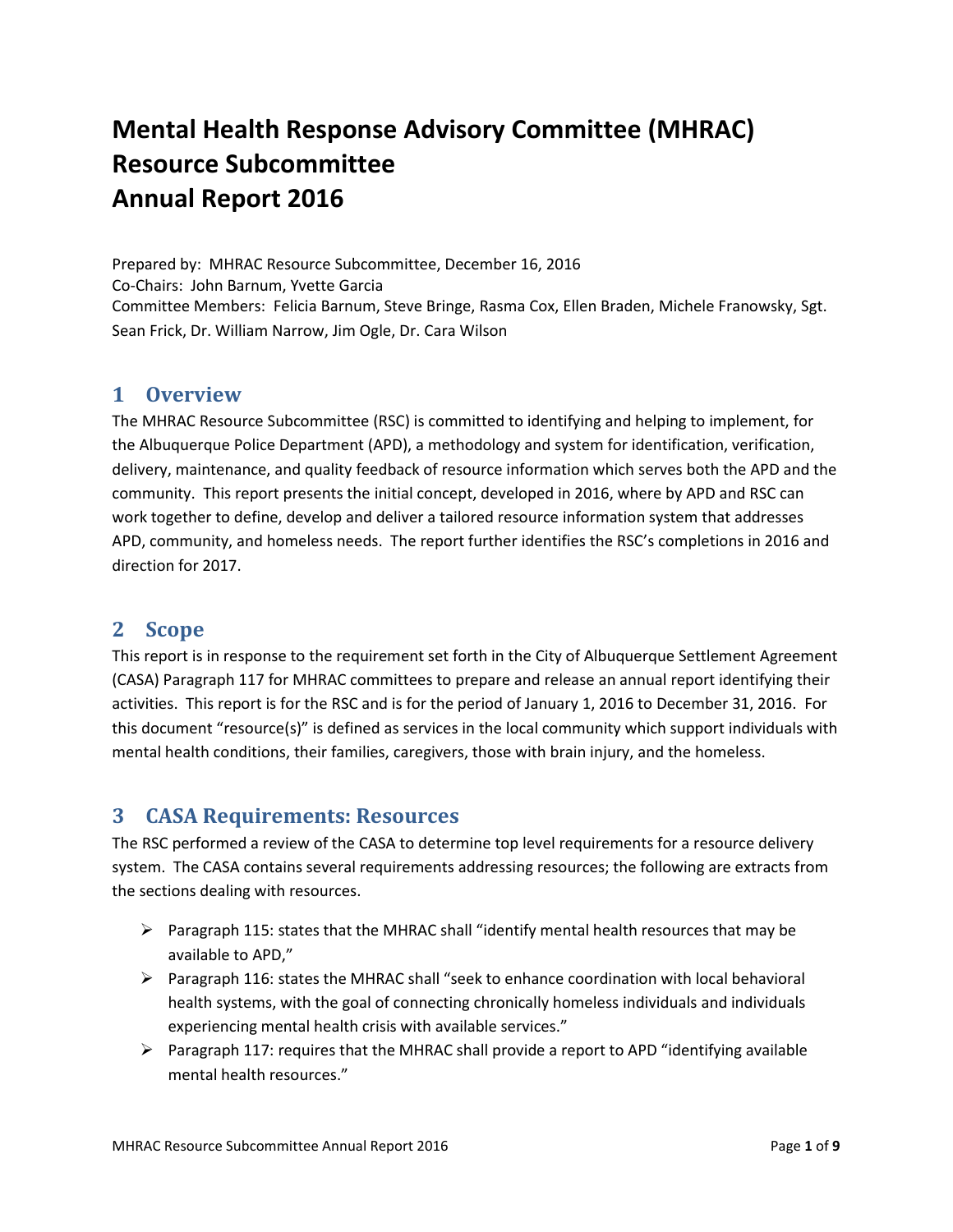# Mental Health Response Advisory Committee (MHRAC) Resource Subcommittee Annual Report 2016

Prepared by: MHRAC Resource Subcommittee, December 16, 2016
Co-Chairs: John Barnum, Yvette Garcia
Committee Members: Felicia Barnum, Steve Bringe, Rasma Cox, Ellen Braden, Michele Franowsky, Sgt. Sean Frick, Dr. William Narrow, Jim Ogle, Dr. Cara Wilson

## 1 Overview

The MHRAC Resource Subcommittee (RSC) is committed to identifying and helping to implement, for the Albuquerque Police Department (APD), a methodology and system for identification, verification, delivery, maintenance, and quality feedback of resource information which serves both the APD and the community. This report presents the initial concept, developed in 2016, where by APD and RSC can work together to define, develop and deliver a tailored resource information system that addresses APD, community, and homeless needs. The report further identifies the RSC's completions in 2016 and direction for 2017.

## 2 Scope

This report is in response to the requirement set forth in the City of Albuquerque Settlement Agreement (CASA) Paragraph 117 for MHRAC committees to prepare and release an annual report identifying their activities. This report is for the RSC and is for the period of January 1, 2016 to December 31, 2016. For this document "resource(s)" is defined as services in the local community which support individuals with mental health conditions, their families, caregivers, those with brain injury, and the homeless.

## 3 CASA Requirements: Resources

The RSC performed a review of the CASA to determine top level requirements for a resource delivery system. The CASA contains several requirements addressing resources; the following are extracts from the sections dealing with resources.

- Paragraph 115: states that the MHRAC shall "identify mental health resources that may be available to APD,"
- Paragraph 116: states the MHRAC shall "seek to enhance coordination with local behavioral health systems, with the goal of connecting chronically homeless individuals and individuals experiencing mental health crisis with available services."
- Paragraph 117: requires that the MHRAC shall provide a report to APD "identifying available mental health resources."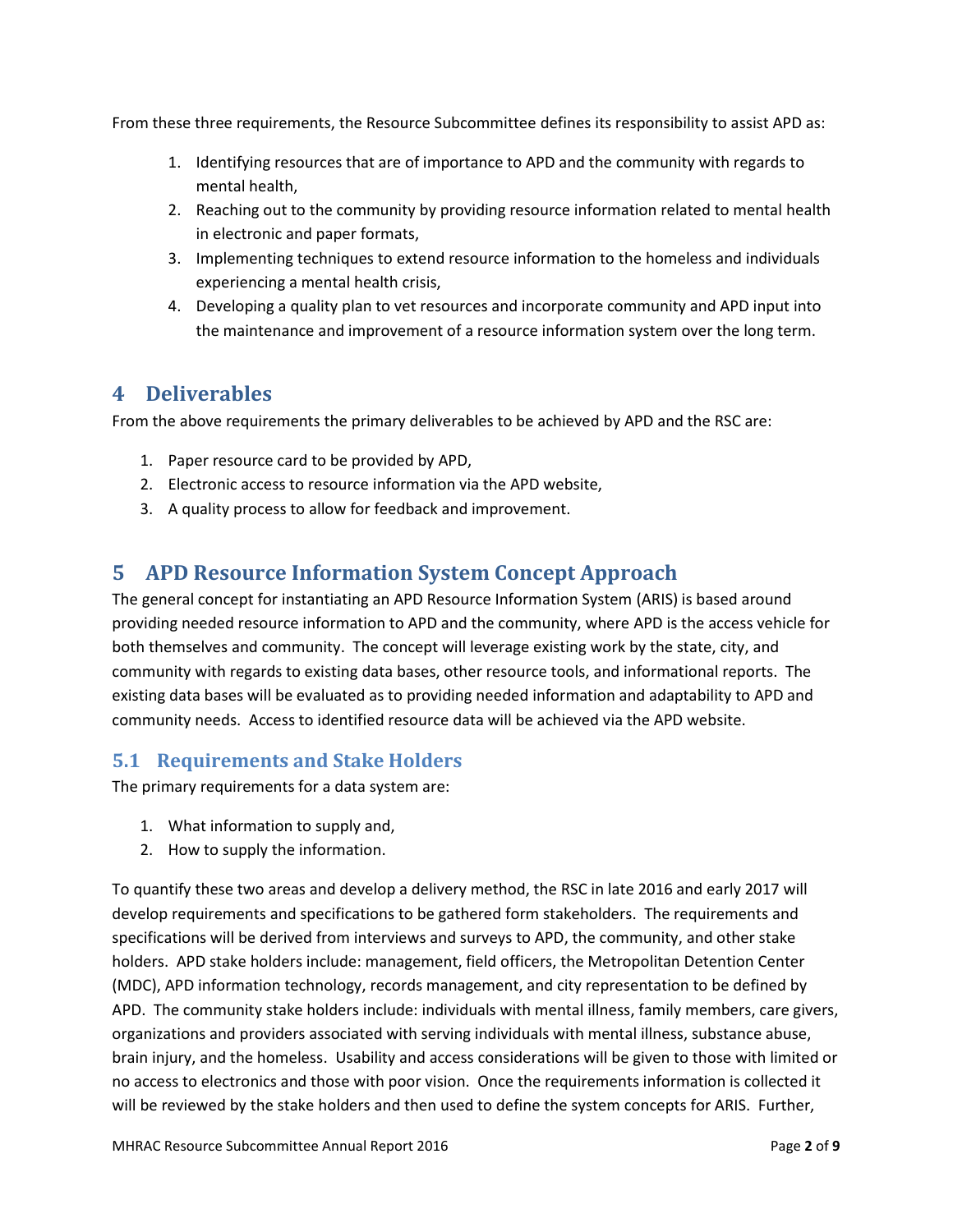From these three requirements, the Resource Subcommittee defines its responsibility to assist APD as:

1. Identifying resources that are of importance to APD and the community with regards to mental health,
2. Reaching out to the community by providing resource information related to mental health in electronic and paper formats,
3. Implementing techniques to extend resource information to the homeless and individuals experiencing a mental health crisis,
4. Developing a quality plan to vet resources and incorporate community and APD input into the maintenance and improvement of a resource information system over the long term.

# 4 Deliverables

From the above requirements the primary deliverables to be achieved by APD and the RSC are:

1. Paper resource card to be provided by APD,
2. Electronic access to resource information via the APD website,
3. A quality process to allow for feedback and improvement.

# 5 APD Resource Information System Concept Approach

The general concept for instantiating an APD Resource Information System (ARIS) is based around providing needed resource information to APD and the community, where APD is the access vehicle for both themselves and community. The concept will leverage existing work by the state, city, and community with regards to existing data bases, other resource tools, and informational reports. The existing data bases will be evaluated as to providing needed information and adaptability to APD and community needs. Access to identified resource data will be achieved via the APD website.

## 5.1 Requirements and Stake Holders

The primary requirements for a data system are:

1. What information to supply and,
2. How to supply the information.

To quantify these two areas and develop a delivery method, the RSC in late 2016 and early 2017 will develop requirements and specifications to be gathered form stakeholders. The requirements and specifications will be derived from interviews and surveys to APD, the community, and other stake holders. APD stake holders include: management, field officers, the Metropolitan Detention Center (MDC), APD information technology, records management, and city representation to be defined by APD. The community stake holders include: individuals with mental illness, family members, care givers, organizations and providers associated with serving individuals with mental illness, substance abuse, brain injury, and the homeless. Usability and access considerations will be given to those with limited or no access to electronics and those with poor vision. Once the requirements information is collected it will be reviewed by the stake holders and then used to define the system concepts for ARIS. Further,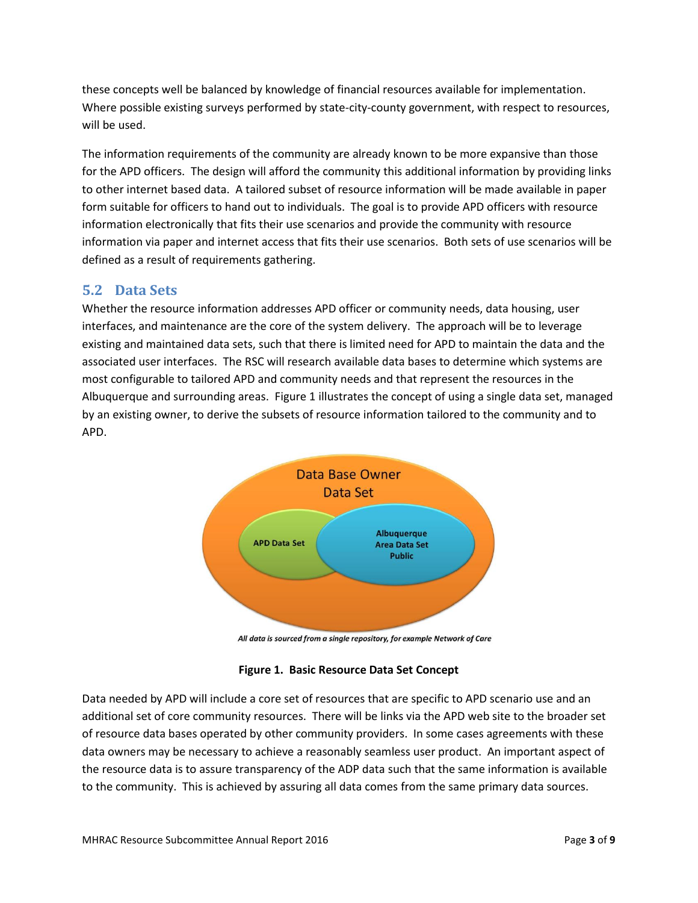these concepts well be balanced by knowledge of financial resources available for implementation. Where possible existing surveys performed by state-city-county government, with respect to resources, will be used.

The information requirements of the community are already known to be more expansive than those for the APD officers. The design will afford the community this additional information by providing links to other internet based data. A tailored subset of resource information will be made available in paper form suitable for officers to hand out to individuals. The goal is to provide APD officers with resource information electronically that fits their use scenarios and provide the community with resource information via paper and internet access that fits their use scenarios. Both sets of use scenarios will be defined as a result of requirements gathering.

## 5.2 Data Sets

Whether the resource information addresses APD officer or community needs, data housing, user interfaces, and maintenance are the core of the system delivery. The approach will be to leverage existing and maintained data sets, such that there is limited need for APD to maintain the data and the associated user interfaces. The RSC will research available data bases to determine which systems are most configurable to tailored APD and community needs and that represent the resources in the Albuquerque and surrounding areas. Figure 1 illustrates the concept of using a single data set, managed by an existing owner, to derive the subsets of resource information tailored to the community and to APD.

Data Base Owner Data Set

APD Data Set

Albuquerque Area Data Set Public

*All data is sourced from a single repository, for example Network of Care*

**Figure 1. Basic Resource Data Set Concept**

Data needed by APD will include a core set of resources that are specific to APD scenario use and an additional set of core community resources. There will be links via the APD web site to the broader set of resource data bases operated by other community providers. In some cases agreements with these data owners may be necessary to achieve a reasonably seamless user product. An important aspect of the resource data is to assure transparency of the ADP data such that the same information is available to the community. This is achieved by assuring all data comes from the same primary data sources.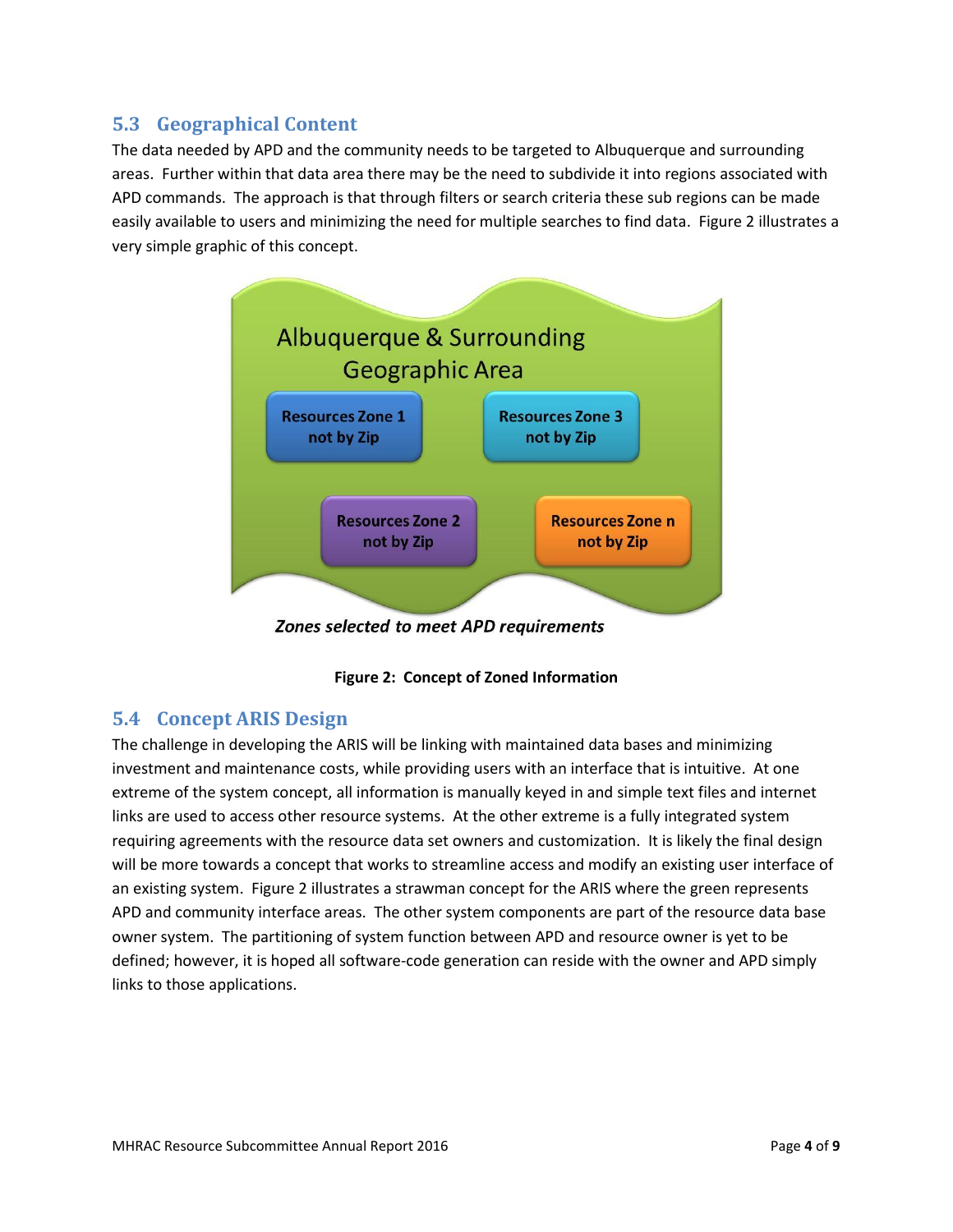## 5.3 Geographical Content

The data needed by APD and the community needs to be targeted to Albuquerque and surrounding areas. Further within that data area there may be the need to subdivide it into regions associated with APD commands. The approach is that through filters or search criteria these sub regions can be made easily available to users and minimizing the need for multiple searches to find data. Figure 2 illustrates a very simple graphic of this concept.

Albuquerque & Surrounding Geographic Area

Resources Zone 1 not by Zip

Resources Zone 3 not by Zip

Resources Zone 2 not by Zip

Resources Zone n not by Zip

*Zones selected to meet APD requirements*

**Figure 2: Concept of Zoned Information**

## 5.4 Concept ARIS Design

The challenge in developing the ARIS will be linking with maintained data bases and minimizing investment and maintenance costs, while providing users with an interface that is intuitive. At one extreme of the system concept, all information is manually keyed in and simple text files and internet links are used to access other resource systems. At the other extreme is a fully integrated system requiring agreements with the resource data set owners and customization. It is likely the final design will be more towards a concept that works to streamline access and modify an existing user interface of an existing system. Figure 2 illustrates a strawman concept for the ARIS where the green represents APD and community interface areas. The other system components are part of the resource data base owner system. The partitioning of system function between APD and resource owner is yet to be defined; however, it is hoped all software-code generation can reside with the owner and APD simply links to those applications.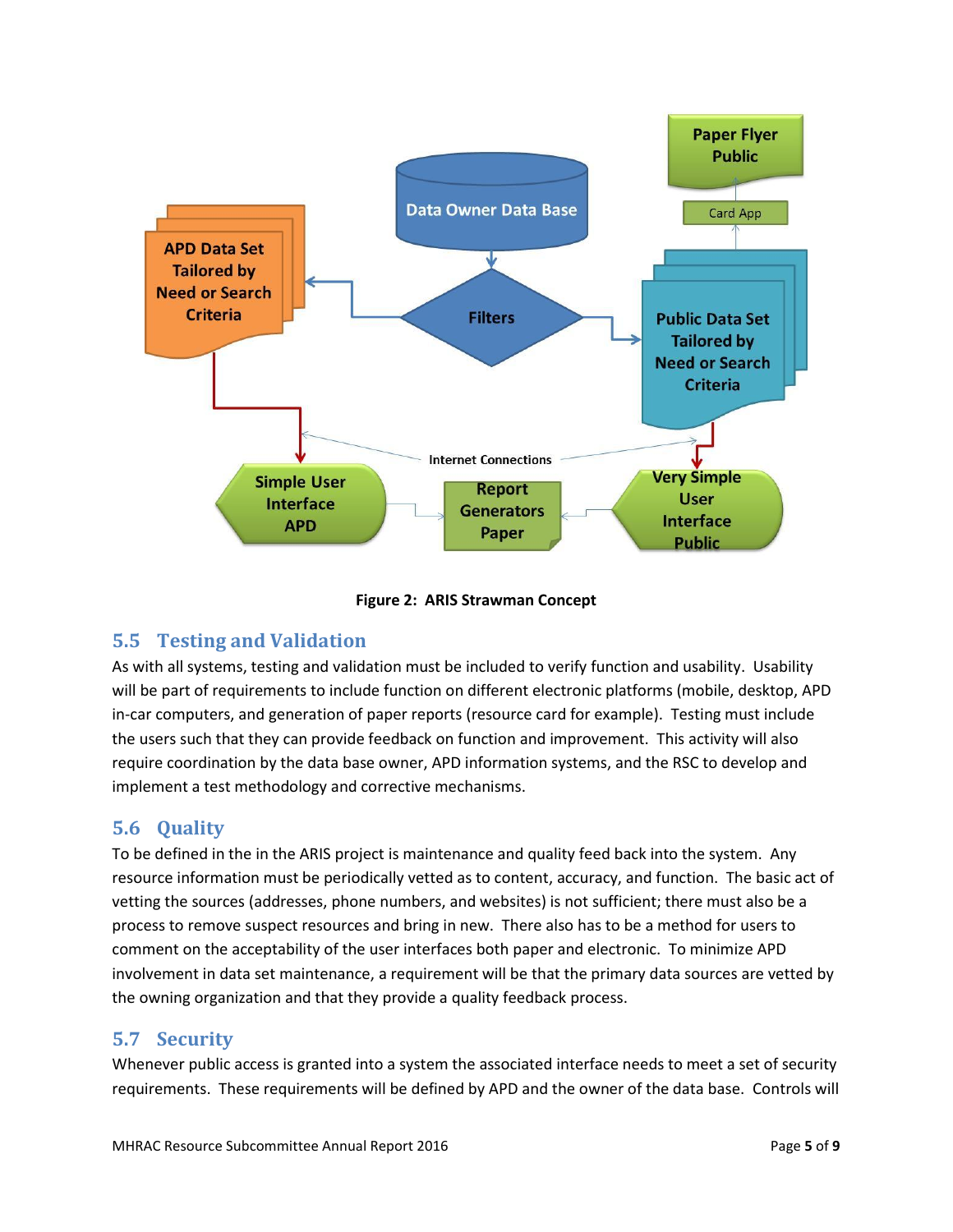Figure 2: ARIS Strawman Concept

## 5.5 Testing and Validation

As with all systems, testing and validation must be included to verify function and usability. Usability will be part of requirements to include function on different electronic platforms (mobile, desktop, APD in-car computers, and generation of paper reports (resource card for example). Testing must include the users such that they can provide feedback on function and improvement. This activity will also require coordination by the data base owner, APD information systems, and the RSC to develop and implement a test methodology and corrective mechanisms.

## 5.6 Quality

To be defined in the in the ARIS project is maintenance and quality feed back into the system. Any resource information must be periodically vetted as to content, accuracy, and function. The basic act of vetting the sources (addresses, phone numbers, and websites) is not sufficient; there must also be a process to remove suspect resources and bring in new. There also has to be a method for users to comment on the acceptability of the user interfaces both paper and electronic. To minimize APD involvement in data set maintenance, a requirement will be that the primary data sources are vetted by the owning organization and that they provide a quality feedback process.

## 5.7 Security

Whenever public access is granted into a system the associated interface needs to meet a set of security requirements. These requirements will be defined by APD and the owner of the data base. Controls will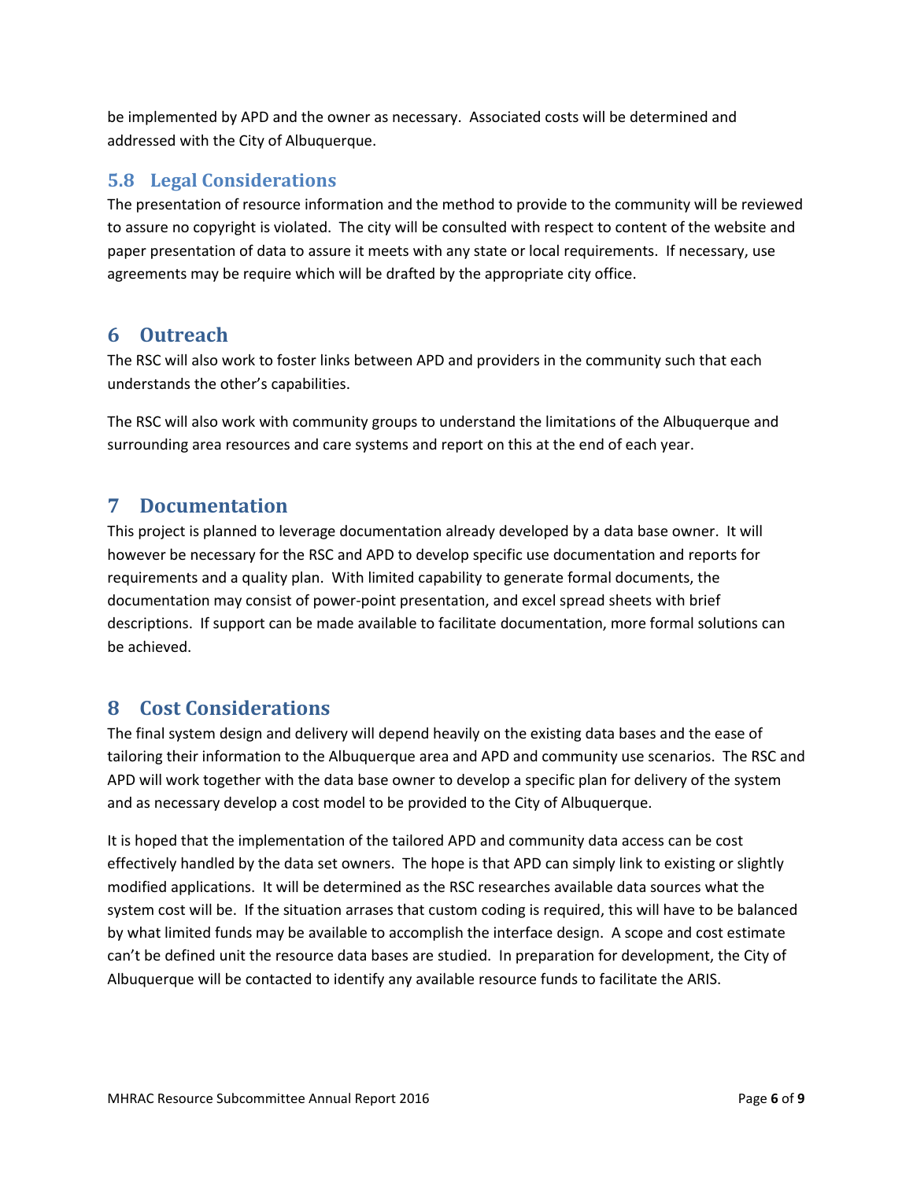be implemented by APD and the owner as necessary. Associated costs will be determined and addressed with the City of Albuquerque.

### 5.8 Legal Considerations

The presentation of resource information and the method to provide to the community will be reviewed to assure no copyright is violated. The city will be consulted with respect to content of the website and paper presentation of data to assure it meets with any state or local requirements. If necessary, use agreements may be require which will be drafted by the appropriate city office.

## 6 Outreach

The RSC will also work to foster links between APD and providers in the community such that each understands the other's capabilities.

The RSC will also work with community groups to understand the limitations of the Albuquerque and surrounding area resources and care systems and report on this at the end of each year.

## 7 Documentation

This project is planned to leverage documentation already developed by a data base owner. It will however be necessary for the RSC and APD to develop specific use documentation and reports for requirements and a quality plan. With limited capability to generate formal documents, the documentation may consist of power-point presentation, and excel spread sheets with brief descriptions. If support can be made available to facilitate documentation, more formal solutions can be achieved.

## 8 Cost Considerations

The final system design and delivery will depend heavily on the existing data bases and the ease of tailoring their information to the Albuquerque area and APD and community use scenarios. The RSC and APD will work together with the data base owner to develop a specific plan for delivery of the system and as necessary develop a cost model to be provided to the City of Albuquerque.

It is hoped that the implementation of the tailored APD and community data access can be cost effectively handled by the data set owners. The hope is that APD can simply link to existing or slightly modified applications. It will be determined as the RSC researches available data sources what the system cost will be. If the situation arrases that custom coding is required, this will have to be balanced by what limited funds may be available to accomplish the interface design. A scope and cost estimate can't be defined unit the resource data bases are studied. In preparation for development, the City of Albuquerque will be contacted to identify any available resource funds to facilitate the ARIS.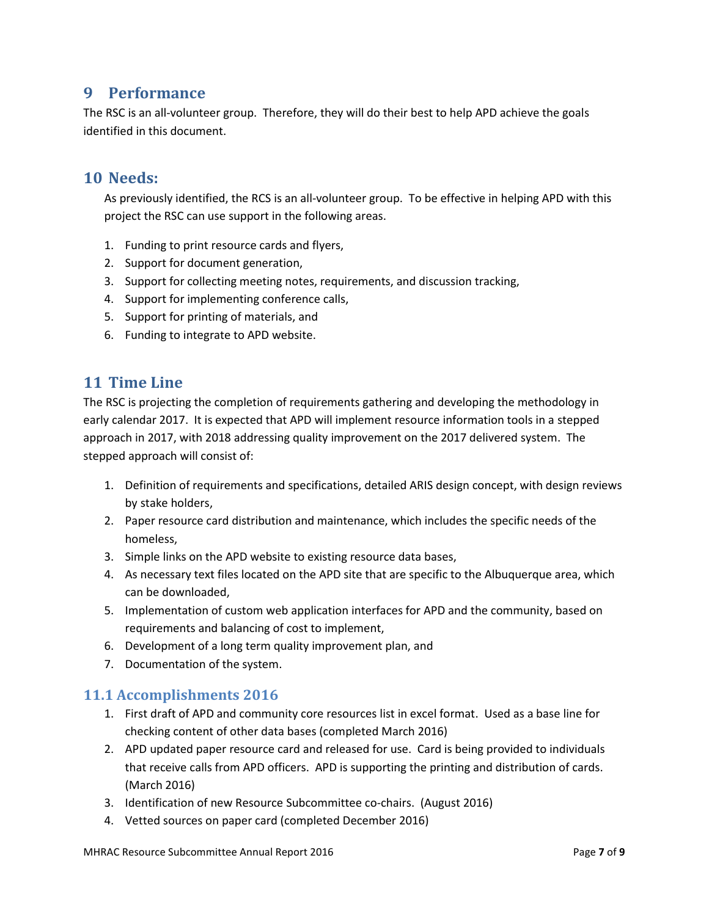# 9 Performance

The RSC is an all-volunteer group. Therefore, they will do their best to help APD achieve the goals identified in this document.

# 10 Needs:

As previously identified, the RCS is an all-volunteer group. To be effective in helping APD with this project the RSC can use support in the following areas.

1. Funding to print resource cards and flyers,
2. Support for document generation,
3. Support for collecting meeting notes, requirements, and discussion tracking,
4. Support for implementing conference calls,
5. Support for printing of materials, and
6. Funding to integrate to APD website.

# 11 Time Line

The RSC is projecting the completion of requirements gathering and developing the methodology in early calendar 2017. It is expected that APD will implement resource information tools in a stepped approach in 2017, with 2018 addressing quality improvement on the 2017 delivered system. The stepped approach will consist of:

1. Definition of requirements and specifications, detailed ARIS design concept, with design reviews by stake holders,
2. Paper resource card distribution and maintenance, which includes the specific needs of the homeless,
3. Simple links on the APD website to existing resource data bases,
4. As necessary text files located on the APD site that are specific to the Albuquerque area, which can be downloaded,
5. Implementation of custom web application interfaces for APD and the community, based on requirements and balancing of cost to implement,
6. Development of a long term quality improvement plan, and
7. Documentation of the system.

## 11.1 Accomplishments 2016

1. First draft of APD and community core resources list in excel format. Used as a base line for checking content of other data bases (completed March 2016)
2. APD updated paper resource card and released for use. Card is being provided to individuals that receive calls from APD officers. APD is supporting the printing and distribution of cards. (March 2016)
3. Identification of new Resource Subcommittee co-chairs. (August 2016)
4. Vetted sources on paper card (completed December 2016)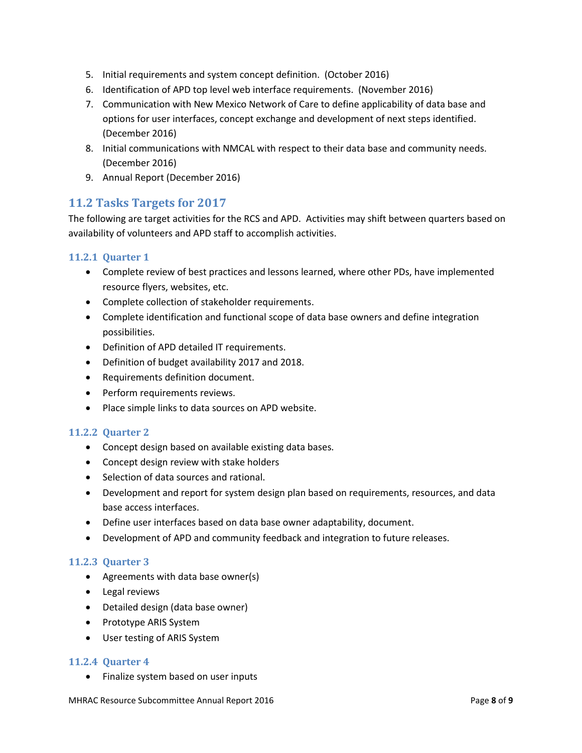5. Initial requirements and system concept definition. (October 2016)
6. Identification of APD top level web interface requirements. (November 2016)
7. Communication with New Mexico Network of Care to define applicability of data base and options for user interfaces, concept exchange and development of next steps identified. (December 2016)
8. Initial communications with NMCAL with respect to their data base and community needs. (December 2016)
9. Annual Report (December 2016)

## 11.2 Tasks Targets for 2017

The following are target activities for the RCS and APD. Activities may shift between quarters based on availability of volunteers and APD staff to accomplish activities.

### 11.2.1 Quarter 1

- Complete review of best practices and lessons learned, where other PDs, have implemented resource flyers, websites, etc.
- Complete collection of stakeholder requirements.
- Complete identification and functional scope of data base owners and define integration possibilities.
- Definition of APD detailed IT requirements.
- Definition of budget availability 2017 and 2018.
- Requirements definition document.
- Perform requirements reviews.
- Place simple links to data sources on APD website.

### 11.2.2 Quarter 2

- Concept design based on available existing data bases.
- Concept design review with stake holders
- Selection of data sources and rational.
- Development and report for system design plan based on requirements, resources, and data base access interfaces.
- Define user interfaces based on data base owner adaptability, document.
- Development of APD and community feedback and integration to future releases.

### 11.2.3 Quarter 3

- Agreements with data base owner(s)
- Legal reviews
- Detailed design (data base owner)
- Prototype ARIS System
- User testing of ARIS System

### 11.2.4 Quarter 4

- Finalize system based on user inputs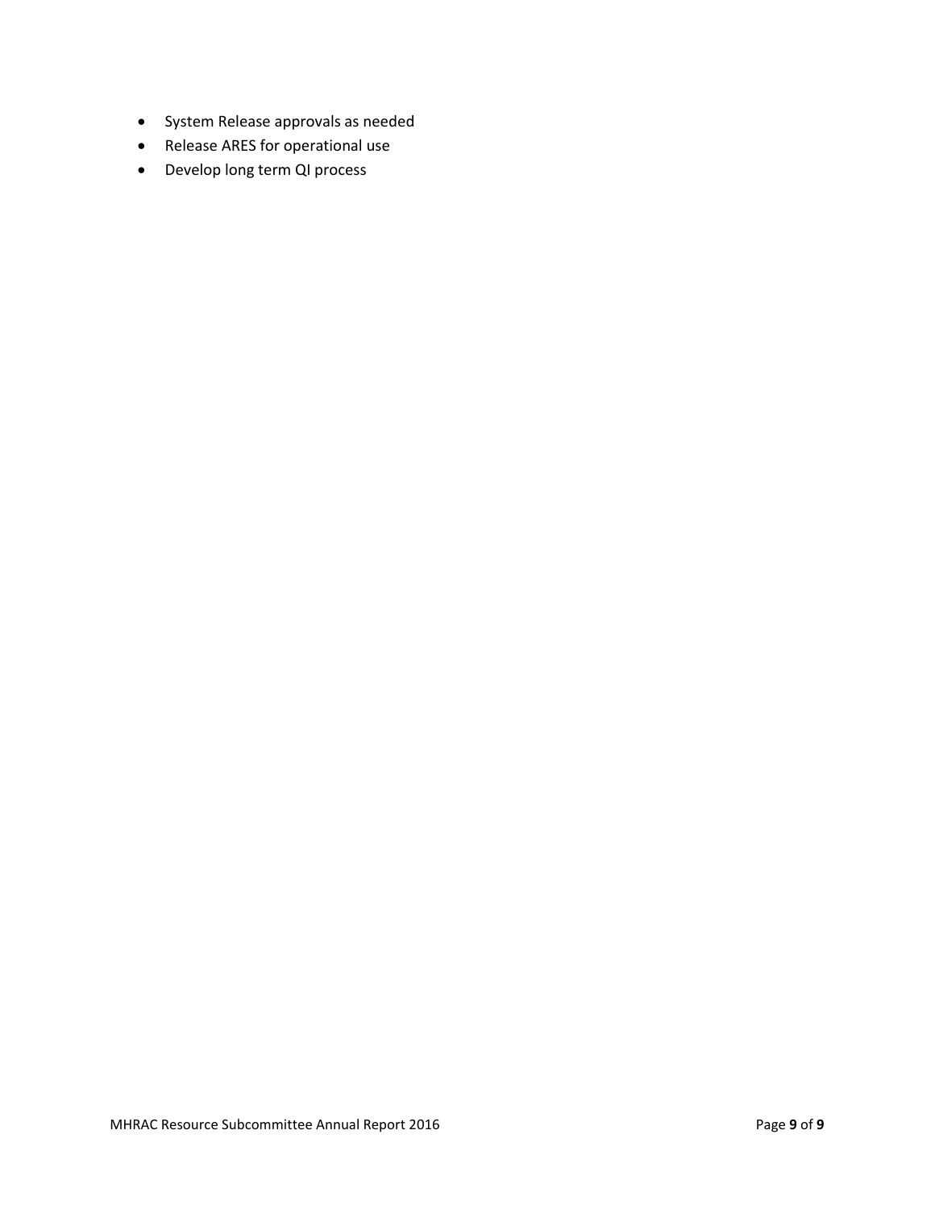- System Release approvals as needed
- Release ARES for operational use
- Develop long term QI process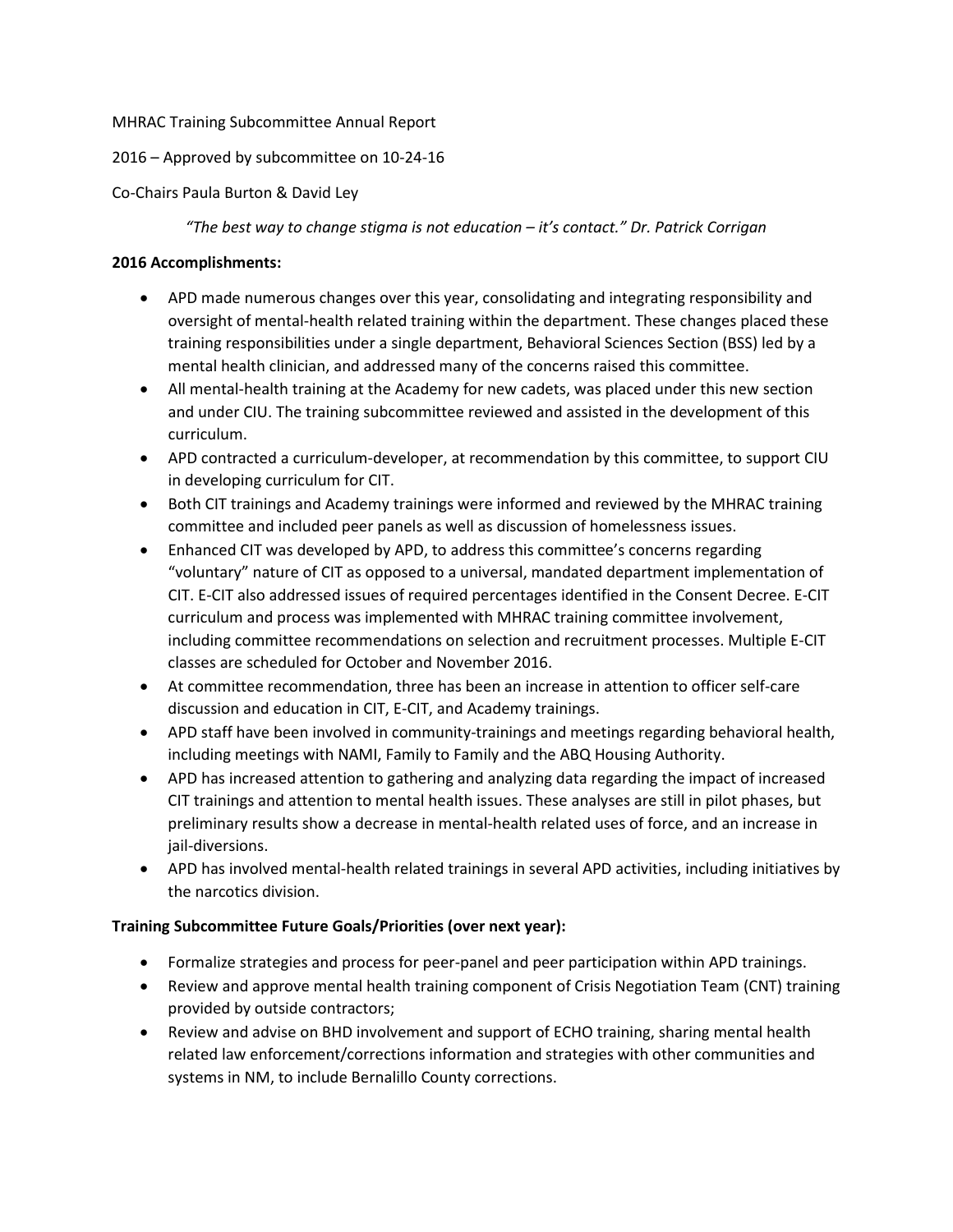MHRAC Training Subcommittee Annual Report

2016 – Approved by subcommittee on 10-24-16

Co-Chairs Paula Burton & David Ley

*"The best way to change stigma is not education – it's contact." Dr. Patrick Corrigan*

**2016 Accomplishments:**

- APD made numerous changes over this year, consolidating and integrating responsibility and oversight of mental-health related training within the department. These changes placed these training responsibilities under a single department, Behavioral Sciences Section (BSS) led by a mental health clinician, and addressed many of the concerns raised this committee.
- All mental-health training at the Academy for new cadets, was placed under this new section and under CIU. The training subcommittee reviewed and assisted in the development of this curriculum.
- APD contracted a curriculum-developer, at recommendation by this committee, to support CIU in developing curriculum for CIT.
- Both CIT trainings and Academy trainings were informed and reviewed by the MHRAC training committee and included peer panels as well as discussion of homelessness issues.
- Enhanced CIT was developed by APD, to address this committee's concerns regarding "voluntary" nature of CIT as opposed to a universal, mandated department implementation of CIT. E-CIT also addressed issues of required percentages identified in the Consent Decree. E-CIT curriculum and process was implemented with MHRAC training committee involvement, including committee recommendations on selection and recruitment processes. Multiple E-CIT classes are scheduled for October and November 2016.
- At committee recommendation, three has been an increase in attention to officer self-care discussion and education in CIT, E-CIT, and Academy trainings.
- APD staff have been involved in community-trainings and meetings regarding behavioral health, including meetings with NAMI, Family to Family and the ABQ Housing Authority.
- APD has increased attention to gathering and analyzing data regarding the impact of increased CIT trainings and attention to mental health issues. These analyses are still in pilot phases, but preliminary results show a decrease in mental-health related uses of force, and an increase in jail-diversions.
- APD has involved mental-health related trainings in several APD activities, including initiatives by the narcotics division.

**Training Subcommittee Future Goals/Priorities (over next year):**

- Formalize strategies and process for peer-panel and peer participation within APD trainings.
- Review and approve mental health training component of Crisis Negotiation Team (CNT) training provided by outside contractors;
- Review and advise on BHD involvement and support of ECHO training, sharing mental health related law enforcement/corrections information and strategies with other communities and systems in NM, to include Bernalillo County corrections.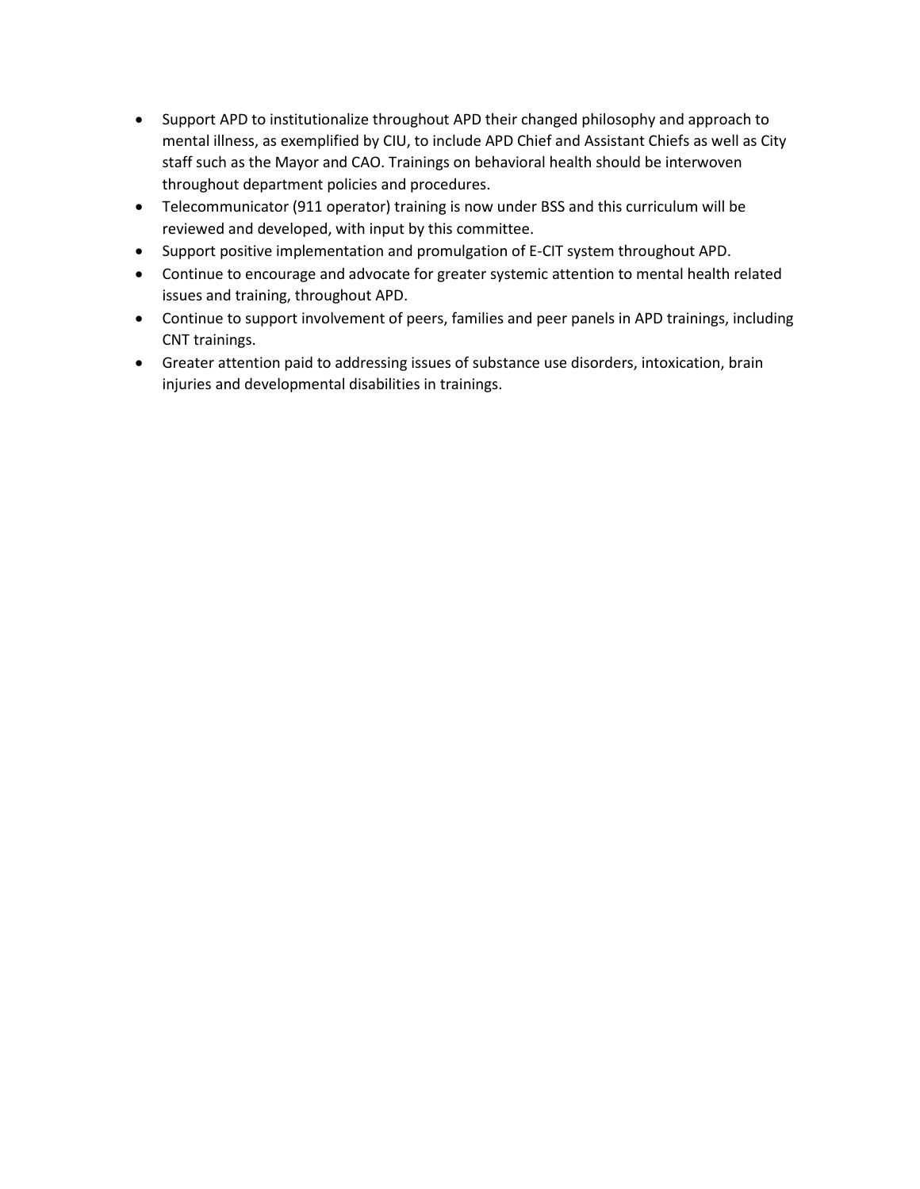- Support APD to institutionalize throughout APD their changed philosophy and approach to mental illness, as exemplified by CIU, to include APD Chief and Assistant Chiefs as well as City staff such as the Mayor and CAO. Trainings on behavioral health should be interwoven throughout department policies and procedures.
- Telecommunicator (911 operator) training is now under BSS and this curriculum will be reviewed and developed, with input by this committee.
- Support positive implementation and promulgation of E-CIT system throughout APD.
- Continue to encourage and advocate for greater systemic attention to mental health related issues and training, throughout APD.
- Continue to support involvement of peers, families and peer panels in APD trainings, including CNT trainings.
- Greater attention paid to addressing issues of substance use disorders, intoxication, brain injuries and developmental disabilities in trainings.